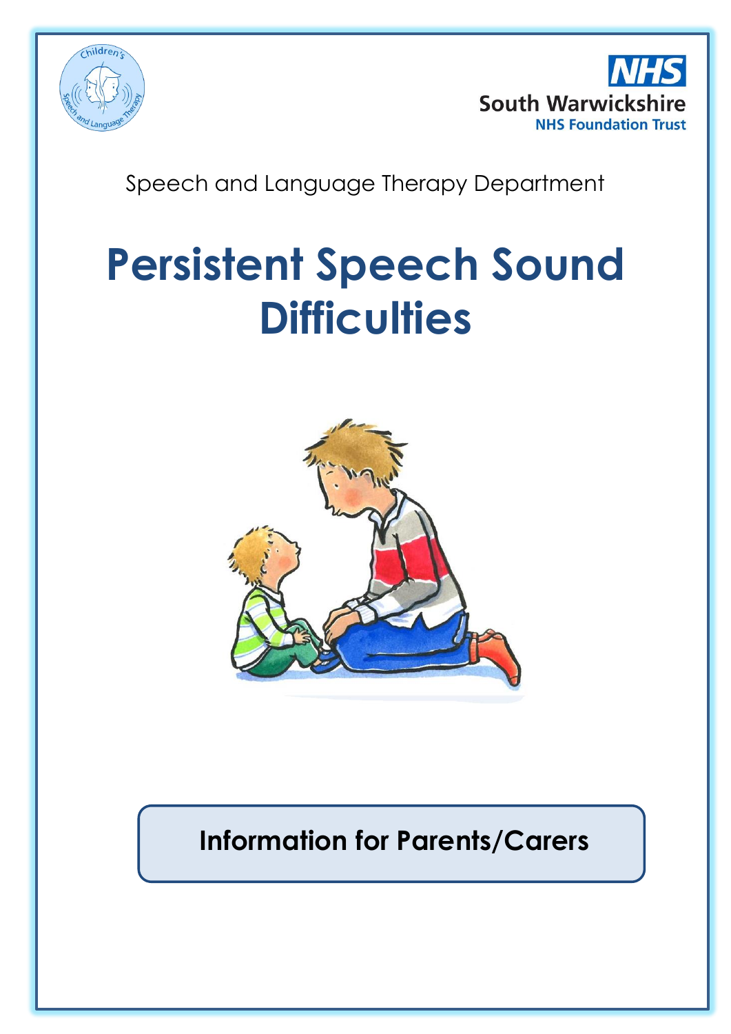South Warwickshire
NHS Foundation Trust

Speech and Language Therapy Department

# Persistent Speech Sound Difficulties

**Information for Parents/Carers**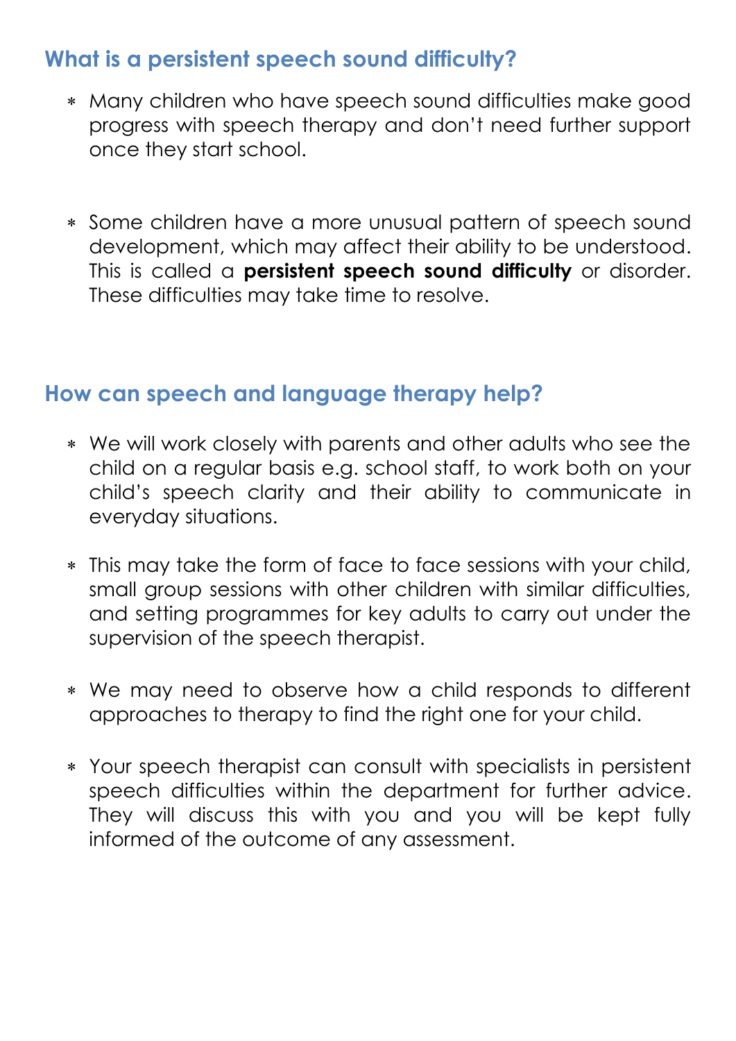## What is a persistent speech sound difficulty?

- Many children who have speech sound difficulties make good progress with speech therapy and don't need further support once they start school.
- Some children have a more unusual pattern of speech sound development, which may affect their ability to be understood. This is called a **persistent speech sound difficulty** or disorder. These difficulties may take time to resolve.

## How can speech and language therapy help?

- We will work closely with parents and other adults who see the child on a regular basis e.g. school staff, to work both on your child's speech clarity and their ability to communicate in everyday situations.
- This may take the form of face to face sessions with your child, small group sessions with other children with similar difficulties, and setting programmes for key adults to carry out under the supervision of the speech therapist.
- We may need to observe how a child responds to different approaches to therapy to find the right one for your child.
- Your speech therapist can consult with specialists in persistent speech difficulties within the department for further advice. They will discuss this with you and you will be kept fully informed of the outcome of any assessment.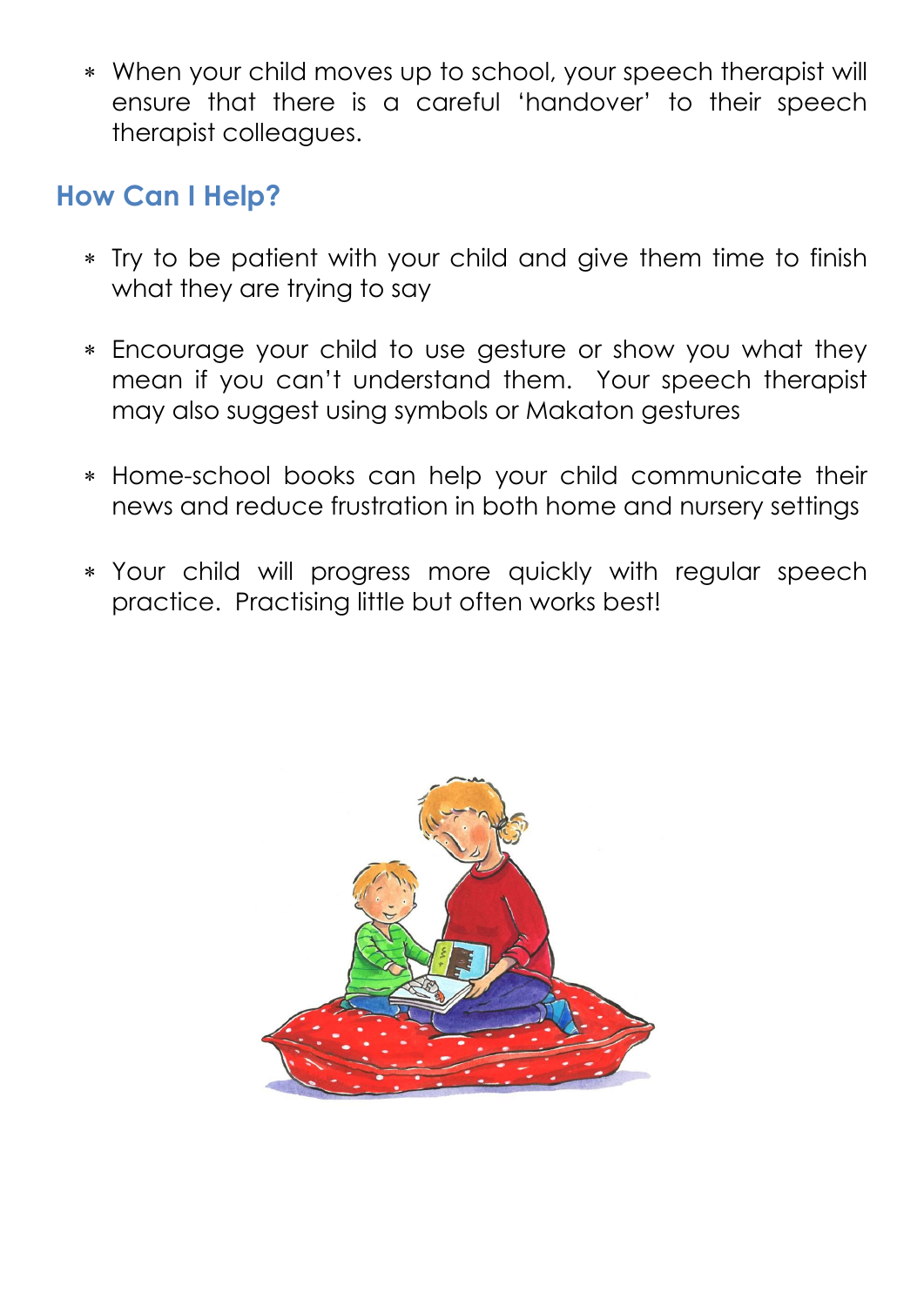- When your child moves up to school, your speech therapist will ensure that there is a careful 'handover' to their speech therapist colleagues.

## How Can I Help?

- Try to be patient with your child and give them time to finish what they are trying to say

- Encourage your child to use gesture or show you what they mean if you can't understand them. Your speech therapist may also suggest using symbols or Makaton gestures

- Home-school books can help your child communicate their news and reduce frustration in both home and nursery settings

- Your child will progress more quickly with regular speech practice. Practising little but often works best!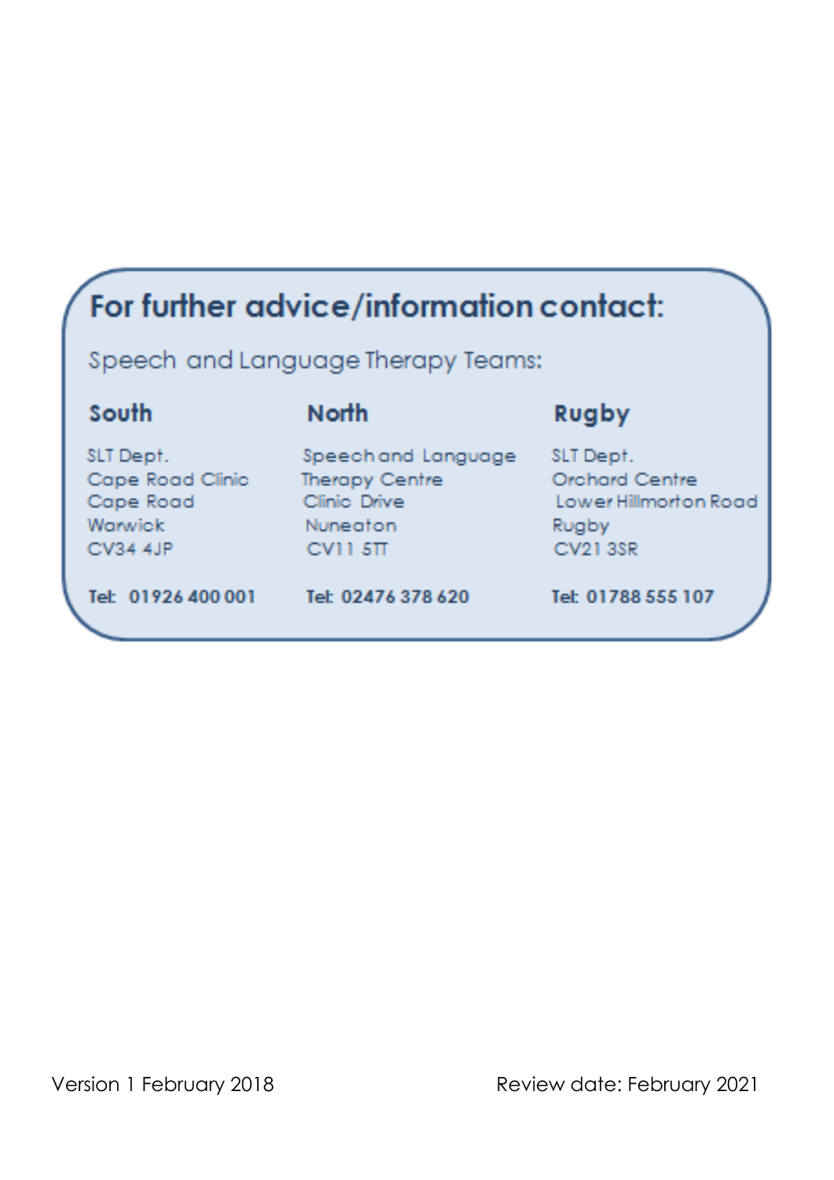## For further advice/information contact:

Speech and Language Therapy Teams:

### South

SLT Dept.
Cape Road Clinic
Cape Road
Warwick
CV34 4JP

**Tel: 01926 400 001**

### North

Speech and Language
Therapy Centre
Clinic Drive
Nuneaton
CV11 5TT

**Tel: 02476 378 620**

### Rugby

SLT Dept.
Orchard Centre
Lower Hillmorton Road
Rugby
CV21 3SR

**Tel: 01788 555 107**

Version 1 February 2018

Review date: February 2021